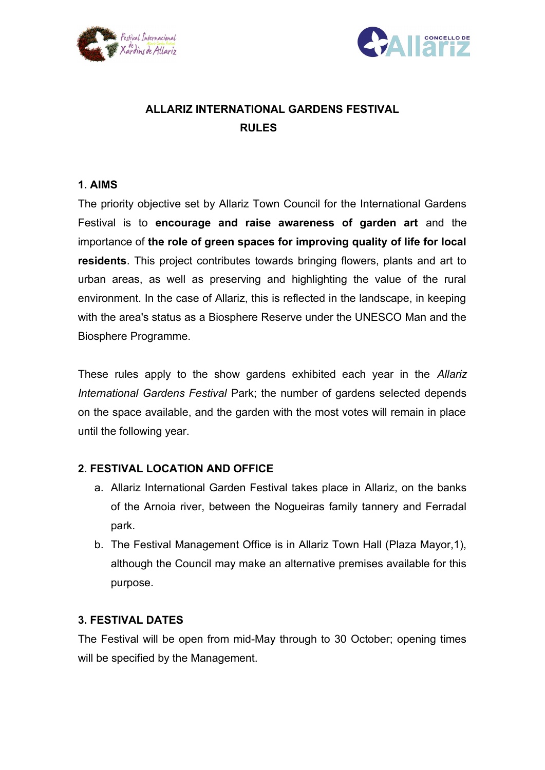# ALLARIZ INTERNATIONAL GARDENS FESTIVAL
# RULES

## 1. AIMS

The priority objective set by Allariz Town Council for the International Gardens Festival is to **encourage and raise awareness of garden art** and the importance of **the role of green spaces for improving quality of life for local residents**. This project contributes towards bringing flowers, plants and art to urban areas, as well as preserving and highlighting the value of the rural environment. In the case of Allariz, this is reflected in the landscape, in keeping with the area's status as a Biosphere Reserve under the UNESCO Man and the Biosphere Programme.

These rules apply to the show gardens exhibited each year in the *Allariz International Gardens Festival* Park; the number of gardens selected depends on the space available, and the garden with the most votes will remain in place until the following year.

## 2. FESTIVAL LOCATION AND OFFICE

a. Allariz International Garden Festival takes place in Allariz, on the banks of the Arnoia river, between the Nogueiras family tannery and Ferradal park.

b. The Festival Management Office is in Allariz Town Hall (Plaza Mayor,1), although the Council may make an alternative premises available for this purpose.

## 3. FESTIVAL DATES

The Festival will be open from mid-May through to 30 October; opening times will be specified by the Management.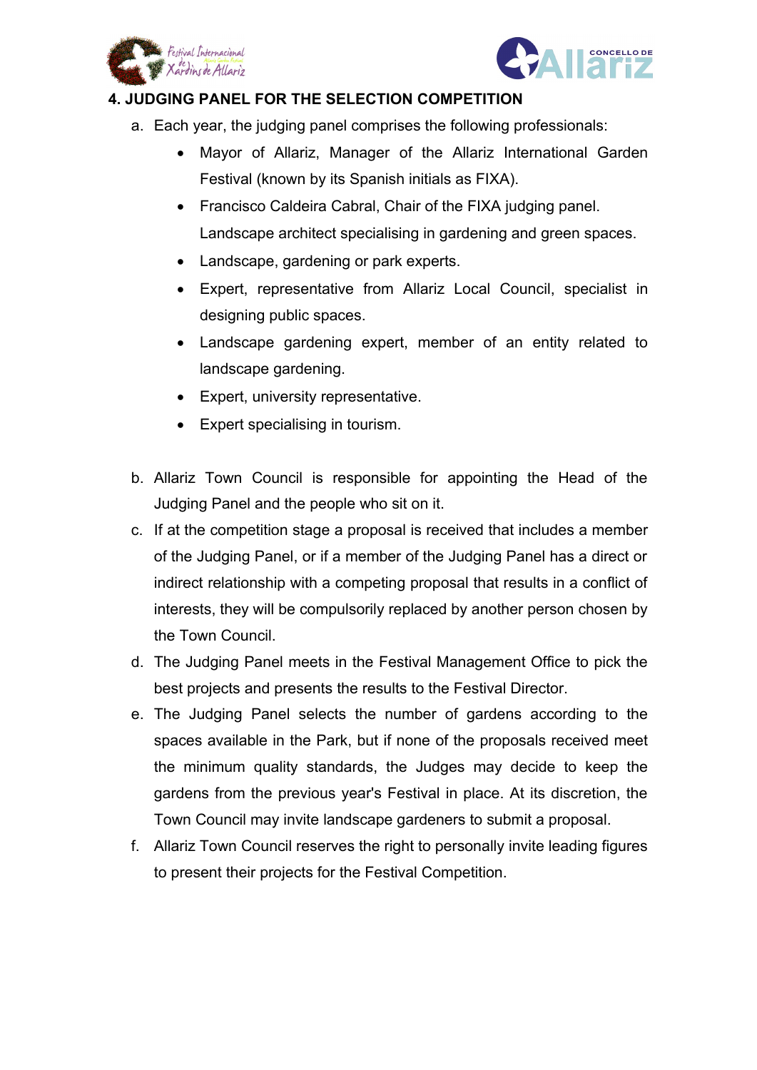## 4. JUDGING PANEL FOR THE SELECTION COMPETITION

a. Each year, the judging panel comprises the following professionals:

- Mayor of Allariz, Manager of the Allariz International Garden Festival (known by its Spanish initials as FIXA).
- Francisco Caldeira Cabral, Chair of the FIXA judging panel. Landscape architect specialising in gardening and green spaces.
- Landscape, gardening or park experts.
- Expert, representative from Allariz Local Council, specialist in designing public spaces.
- Landscape gardening expert, member of an entity related to landscape gardening.
- Expert, university representative.
- Expert specialising in tourism.

b. Allariz Town Council is responsible for appointing the Head of the Judging Panel and the people who sit on it.

c. If at the competition stage a proposal is received that includes a member of the Judging Panel, or if a member of the Judging Panel has a direct or indirect relationship with a competing proposal that results in a conflict of interests, they will be compulsorily replaced by another person chosen by the Town Council.

d. The Judging Panel meets in the Festival Management Office to pick the best projects and presents the results to the Festival Director.

e. The Judging Panel selects the number of gardens according to the spaces available in the Park, but if none of the proposals received meet the minimum quality standards, the Judges may decide to keep the gardens from the previous year's Festival in place. At its discretion, the Town Council may invite landscape gardeners to submit a proposal.

f. Allariz Town Council reserves the right to personally invite leading figures to present their projects for the Festival Competition.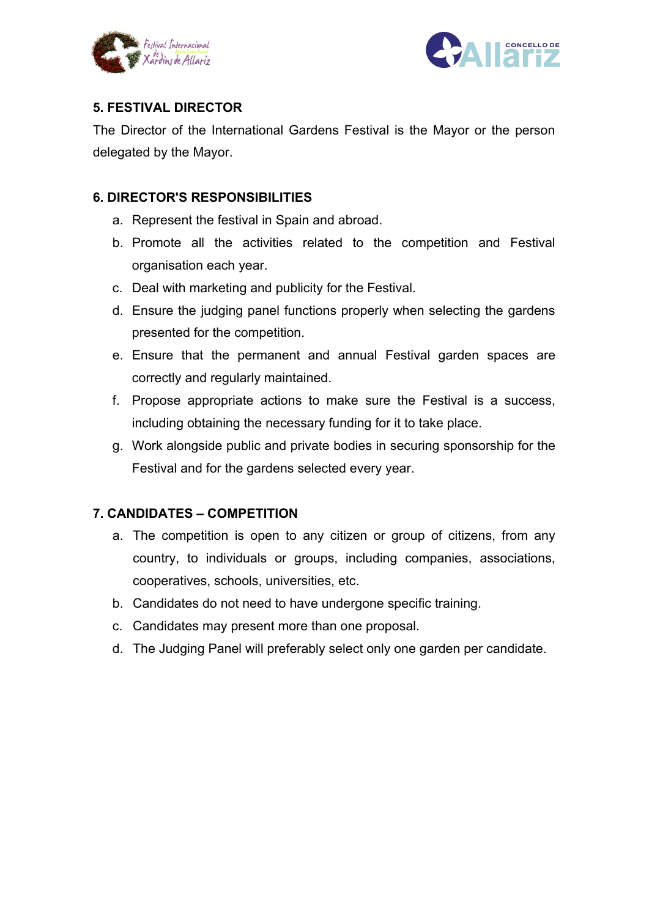## 5. FESTIVAL DIRECTOR

The Director of the International Gardens Festival is the Mayor or the person delegated by the Mayor.

## 6. DIRECTOR'S RESPONSIBILITIES

a. Represent the festival in Spain and abroad.
b. Promote all the activities related to the competition and Festival organisation each year.
c. Deal with marketing and publicity for the Festival.
d. Ensure the judging panel functions properly when selecting the gardens presented for the competition.
e. Ensure that the permanent and annual Festival garden spaces are correctly and regularly maintained.
f. Propose appropriate actions to make sure the Festival is a success, including obtaining the necessary funding for it to take place.
g. Work alongside public and private bodies in securing sponsorship for the Festival and for the gardens selected every year.

## 7. CANDIDATES – COMPETITION

a. The competition is open to any citizen or group of citizens, from any country, to individuals or groups, including companies, associations, cooperatives, schools, universities, etc.
b. Candidates do not need to have undergone specific training.
c. Candidates may present more than one proposal.
d. The Judging Panel will preferably select only one garden per candidate.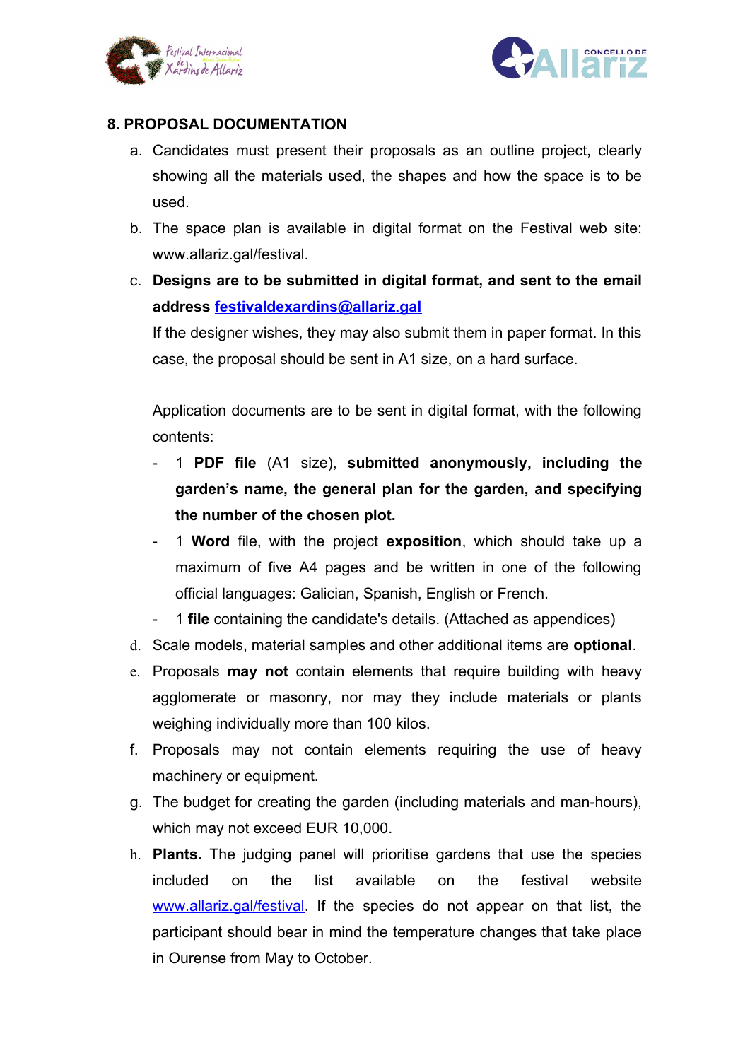## 8. PROPOSAL DOCUMENTATION

a. Candidates must present their proposals as an outline project, clearly showing all the materials used, the shapes and how the space is to be used.

b. The space plan is available in digital format on the Festival web site: www.allariz.gal/festival.

c. **Designs are to be submitted in digital format, and sent to the email address [festivaldexardins@allariz.gal](mailto:festivaldexardins@allariz.gal)**

   If the designer wishes, they may also submit them in paper format. In this case, the proposal should be sent in A1 size, on a hard surface.

   Application documents are to be sent in digital format, with the following contents:

   - 1 **PDF file** (A1 size), **submitted anonymously, including the garden's name, the general plan for the garden, and specifying the number of the chosen plot.**
   - 1 **Word** file, with the project **exposition**, which should take up a maximum of five A4 pages and be written in one of the following official languages: Galician, Spanish, English or French.
   - 1 **file** containing the candidate's details. (Attached as appendices)

d. Scale models, material samples and other additional items are **optional**.

e. Proposals **may not** contain elements that require building with heavy agglomerate or masonry, nor may they include materials or plants weighing individually more than 100 kilos.

f. Proposals may not contain elements requiring the use of heavy machinery or equipment.

g. The budget for creating the garden (including materials and man-hours), which may not exceed EUR 10,000.

h. **Plants.** The judging panel will prioritise gardens that use the species included on the list available on the festival website [www.allariz.gal/festival](http://www.allariz.gal/festival). If the species do not appear on that list, the participant should bear in mind the temperature changes that take place in Ourense from May to October.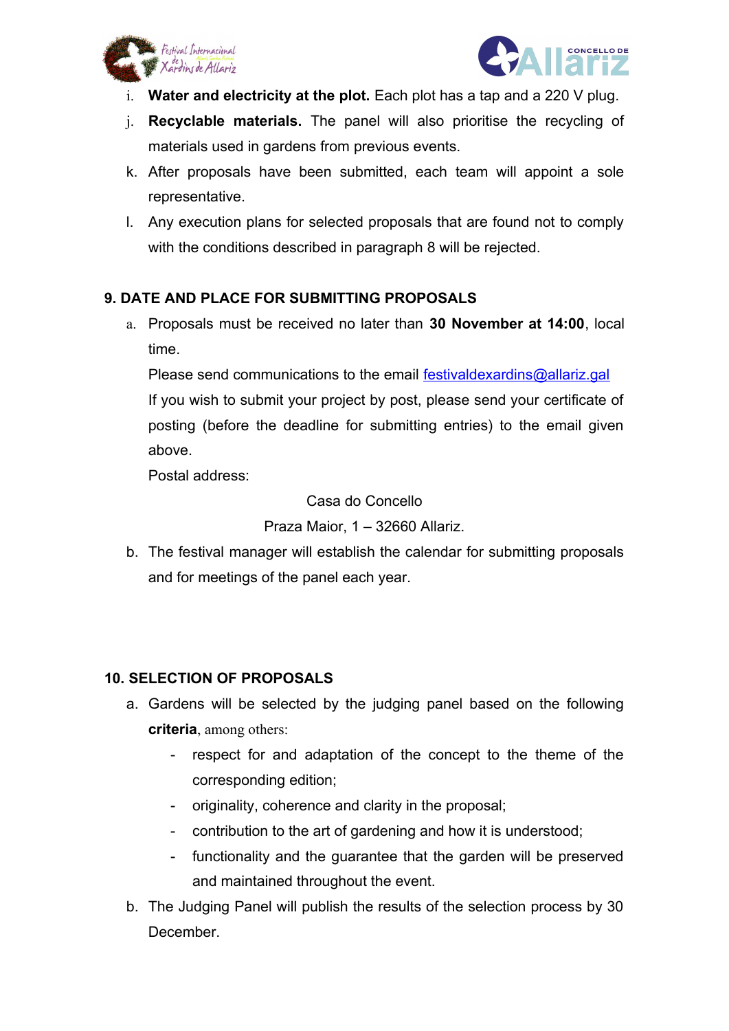i. **Water and electricity at the plot.** Each plot has a tap and a 220 V plug.

j. **Recyclable materials.** The panel will also prioritise the recycling of materials used in gardens from previous events.

k. After proposals have been submitted, each team will appoint a sole representative.

l. Any execution plans for selected proposals that are found not to comply with the conditions described in paragraph 8 will be rejected.

## 9. DATE AND PLACE FOR SUBMITTING PROPOSALS

a. Proposals must be received no later than **30 November at 14:00**, local time.

   Please send communications to the email festivaldexardins@allariz.gal

   If you wish to submit your project by post, please send your certificate of posting (before the deadline for submitting entries) to the email given above.

   Postal address:

   Casa do Concello

   Praza Maior, 1 – 32660 Allariz.

b. The festival manager will establish the calendar for submitting proposals and for meetings of the panel each year.

## 10. SELECTION OF PROPOSALS

a. Gardens will be selected by the judging panel based on the following **criteria**, among others:

   - respect for and adaptation of the concept to the theme of the corresponding edition;
   - originality, coherence and clarity in the proposal;
   - contribution to the art of gardening and how it is understood;
   - functionality and the guarantee that the garden will be preserved and maintained throughout the event.

b. The Judging Panel will publish the results of the selection process by 30 December.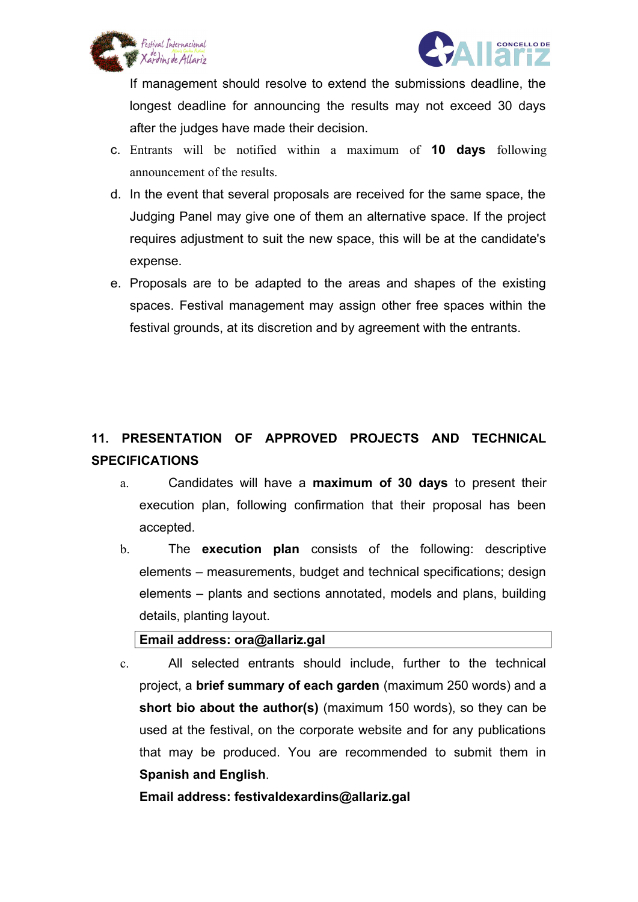If management should resolve to extend the submissions deadline, the longest deadline for announcing the results may not exceed 30 days after the judges have made their decision.

c. Entrants will be notified within a maximum of **10 days** following announcement of the results.

d. In the event that several proposals are received for the same space, the Judging Panel may give one of them an alternative space. If the project requires adjustment to suit the new space, this will be at the candidate's expense.

e. Proposals are to be adapted to the areas and shapes of the existing spaces. Festival management may assign other free spaces within the festival grounds, at its discretion and by agreement with the entrants.

## 11. PRESENTATION OF APPROVED PROJECTS AND TECHNICAL SPECIFICATIONS

a. Candidates will have a **maximum of 30 days** to present their execution plan, following confirmation that their proposal has been accepted.

b. The **execution plan** consists of the following: descriptive elements – measurements, budget and technical specifications; design elements – plants and sections annotated, models and plans, building details, planting layout.

**Email address: ora@allariz.gal**

c. All selected entrants should include, further to the technical project, a **brief summary of each garden** (maximum 250 words) and a **short bio about the author(s)** (maximum 150 words), so they can be used at the festival, on the corporate website and for any publications that may be produced. You are recommended to submit them in **Spanish and English**.

**Email address: festivaldexardins@allariz.gal**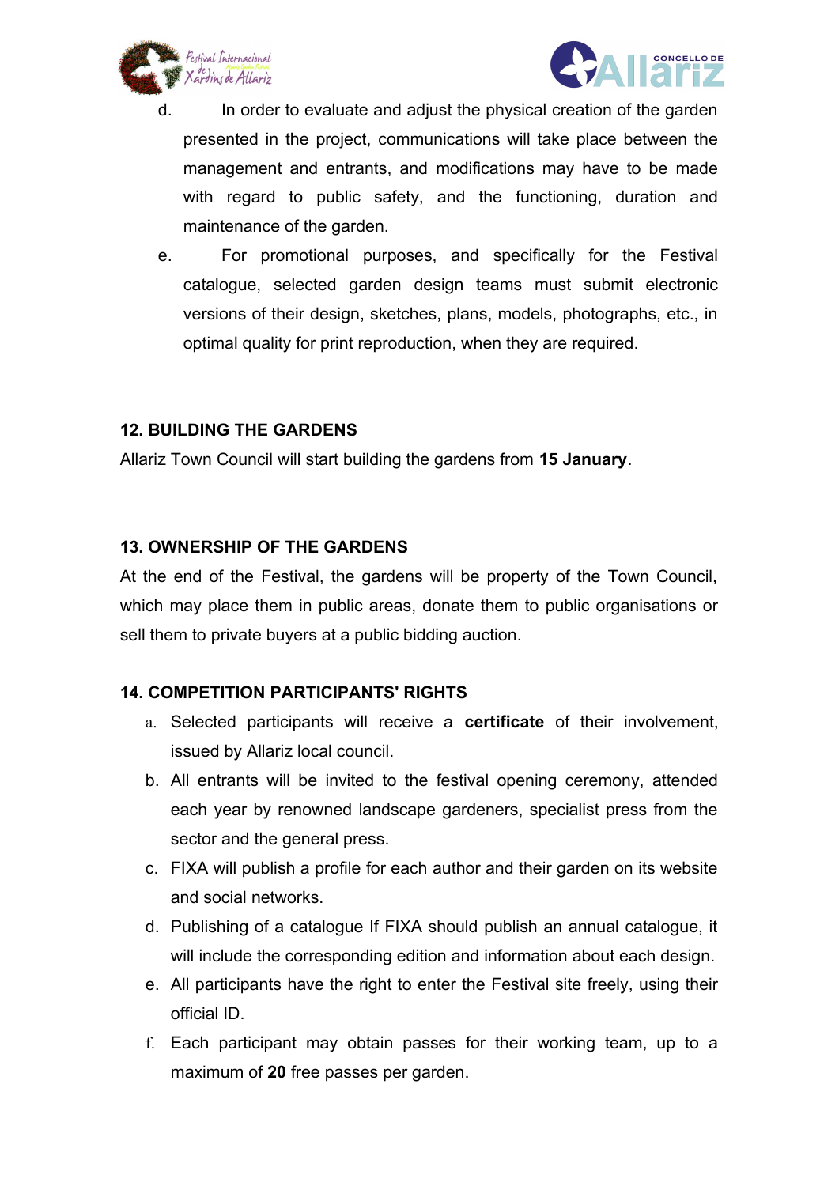d. In order to evaluate and adjust the physical creation of the garden presented in the project, communications will take place between the management and entrants, and modifications may have to be made with regard to public safety, and the functioning, duration and maintenance of the garden.

e. For promotional purposes, and specifically for the Festival catalogue, selected garden design teams must submit electronic versions of their design, sketches, plans, models, photographs, etc., in optimal quality for print reproduction, when they are required.

## 12. BUILDING THE GARDENS

Allariz Town Council will start building the gardens from **15 January**.

## 13. OWNERSHIP OF THE GARDENS

At the end of the Festival, the gardens will be property of the Town Council, which may place them in public areas, donate them to public organisations or sell them to private buyers at a public bidding auction.

## 14. COMPETITION PARTICIPANTS' RIGHTS

a. Selected participants will receive a **certificate** of their involvement, issued by Allariz local council.

b. All entrants will be invited to the festival opening ceremony, attended each year by renowned landscape gardeners, specialist press from the sector and the general press.

c. FIXA will publish a profile for each author and their garden on its website and social networks.

d. Publishing of a catalogue If FIXA should publish an annual catalogue, it will include the corresponding edition and information about each design.

e. All participants have the right to enter the Festival site freely, using their official ID.

f. Each participant may obtain passes for their working team, up to a maximum of **20** free passes per garden.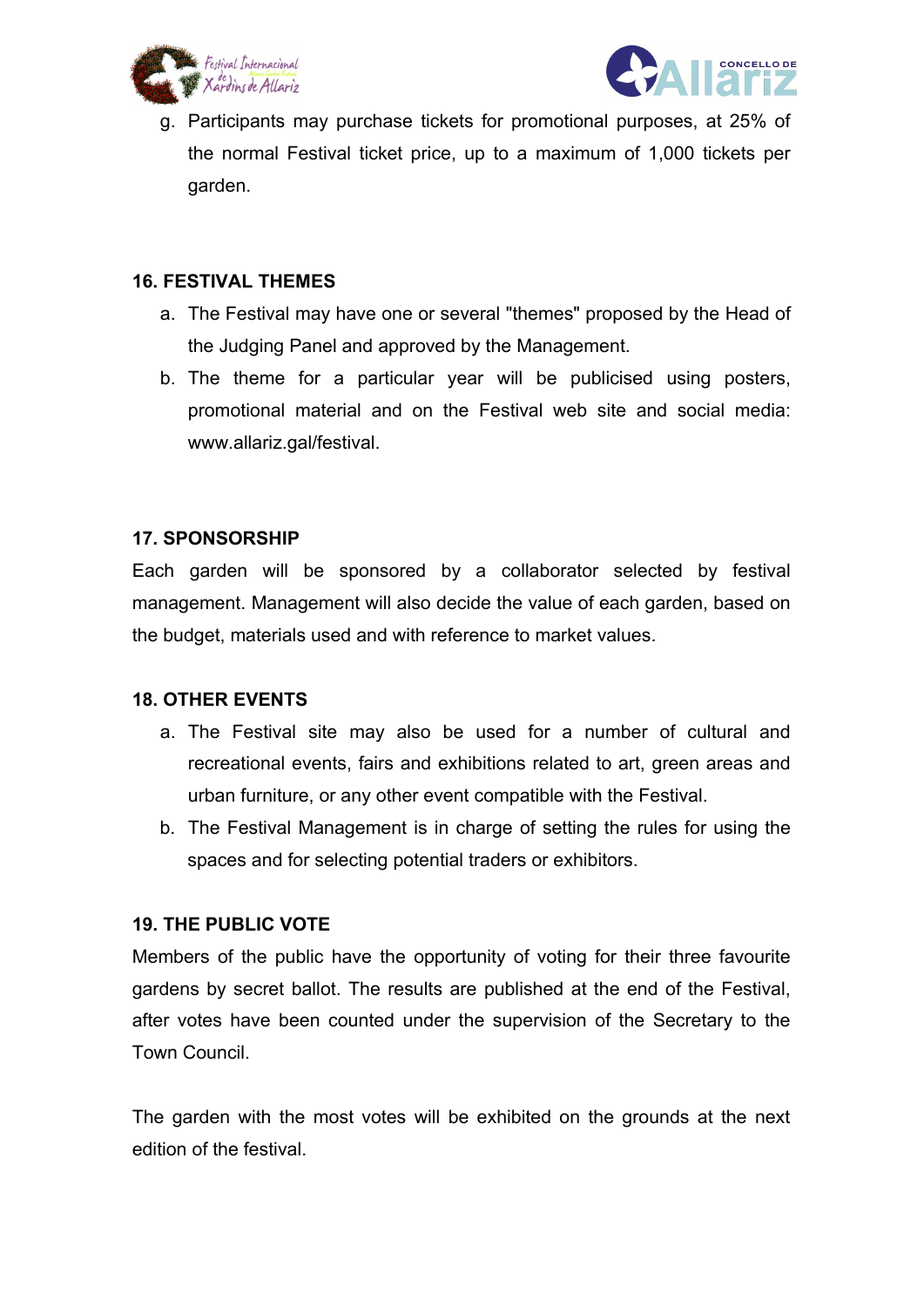g. Participants may purchase tickets for promotional purposes, at 25% of the normal Festival ticket price, up to a maximum of 1,000 tickets per garden.

## 16. FESTIVAL THEMES

a. The Festival may have one or several "themes" proposed by the Head of the Judging Panel and approved by the Management.
b. The theme for a particular year will be publicised using posters, promotional material and on the Festival web site and social media: www.allariz.gal/festival.

## 17. SPONSORSHIP

Each garden will be sponsored by a collaborator selected by festival management. Management will also decide the value of each garden, based on the budget, materials used and with reference to market values.

## 18. OTHER EVENTS

a. The Festival site may also be used for a number of cultural and recreational events, fairs and exhibitions related to art, green areas and urban furniture, or any other event compatible with the Festival.
b. The Festival Management is in charge of setting the rules for using the spaces and for selecting potential traders or exhibitors.

## 19. THE PUBLIC VOTE

Members of the public have the opportunity of voting for their three favourite gardens by secret ballot. The results are published at the end of the Festival, after votes have been counted under the supervision of the Secretary to the Town Council.

The garden with the most votes will be exhibited on the grounds at the next edition of the festival.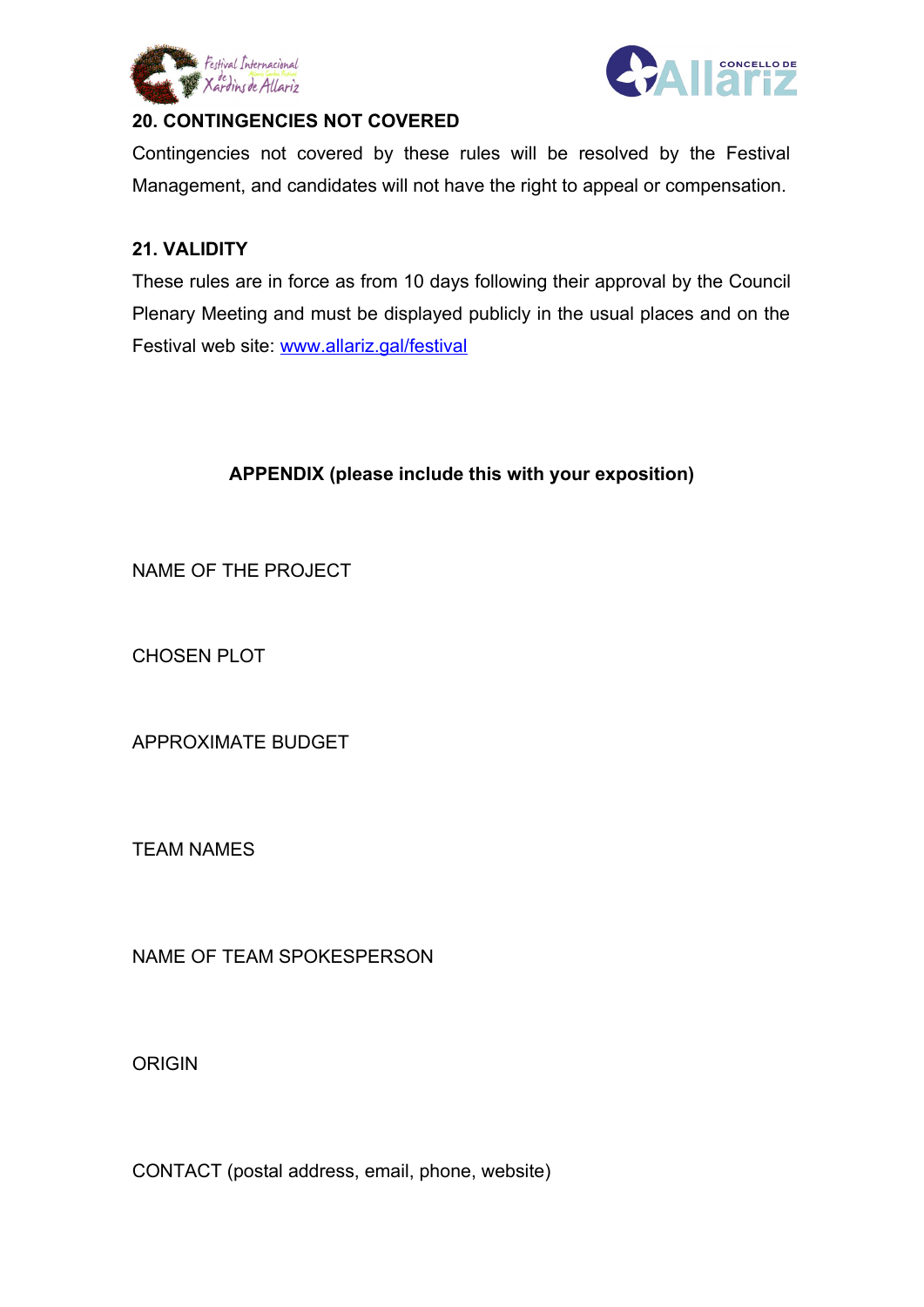## 20. CONTINGENCIES NOT COVERED

Contingencies not covered by these rules will be resolved by the Festival Management, and candidates will not have the right to appeal or compensation.

## 21. VALIDITY

These rules are in force as from 10 days following their approval by the Council Plenary Meeting and must be displayed publicly in the usual places and on the Festival web site: [www.allariz.gal/festival](http://www.allariz.gal/festival)

**APPENDIX (please include this with your exposition)**

NAME OF THE PROJECT

CHOSEN PLOT

APPROXIMATE BUDGET

TEAM NAMES

NAME OF TEAM SPOKESPERSON

ORIGIN

CONTACT (postal address, email, phone, website)